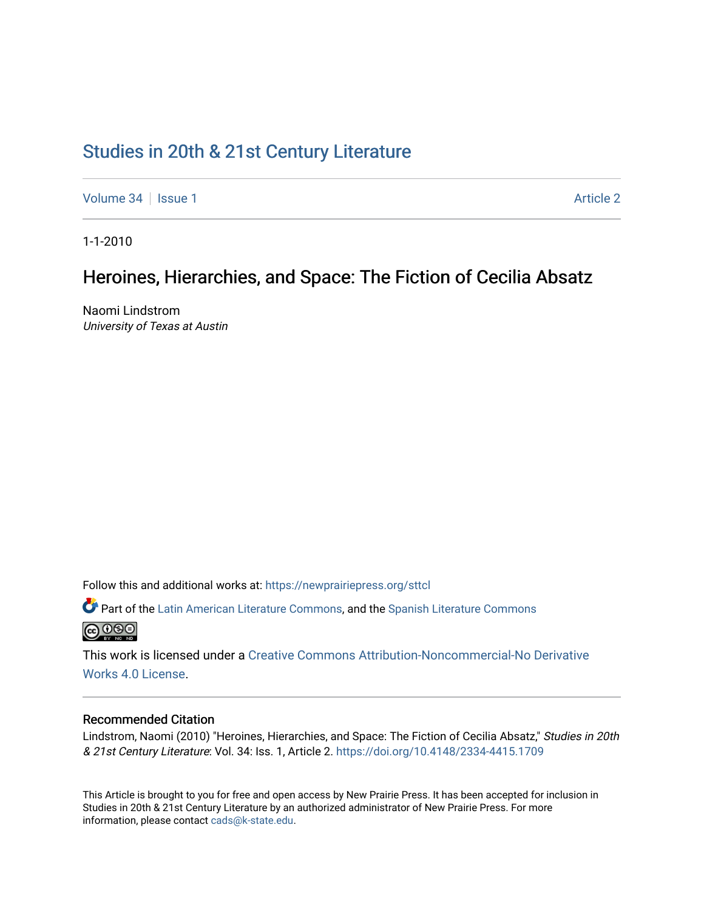# Studies in 20th & 21st Century Literature

Volume 34 | Issue 1 | Article 2

1-1-2010

## Heroines, Hierarchies, and Space: The Fiction of Cecilia Absatz

Naomi Lindstrom
*University of Texas at Austin*

Follow this and additional works at: https://newprairiepress.org/sttcl

Part of the Latin American Literature Commons, and the Spanish Literature Commons

This work is licensed under a Creative Commons Attribution-Noncommercial-No Derivative Works 4.0 License.

### Recommended Citation

Lindstrom, Naomi (2010) "Heroines, Hierarchies, and Space: The Fiction of Cecilia Absatz," *Studies in 20th & 21st Century Literature*: Vol. 34: Iss. 1, Article 2. https://doi.org/10.4148/2334-4415.1709

This Article is brought to you for free and open access by New Prairie Press. It has been accepted for inclusion in Studies in 20th & 21st Century Literature by an authorized administrator of New Prairie Press. For more information, please contact cads@k-state.edu.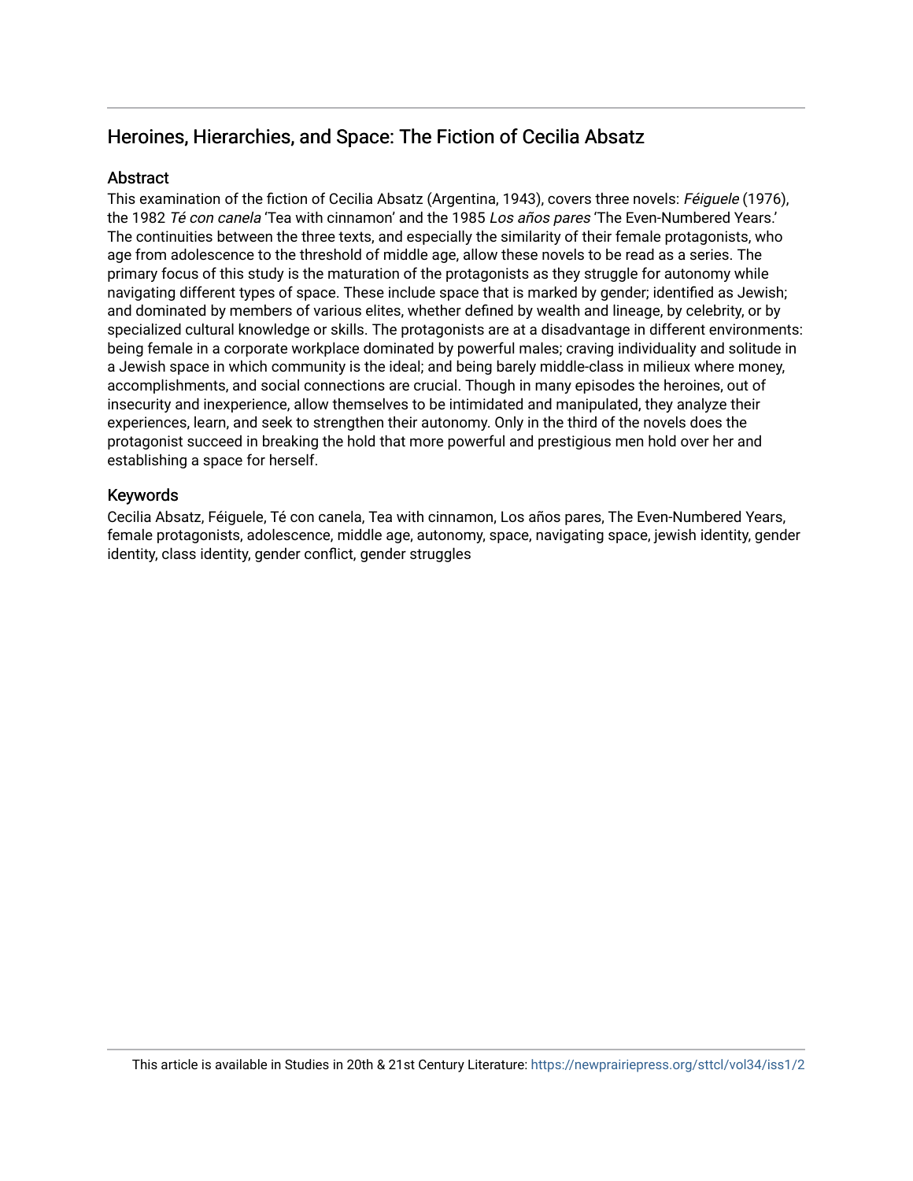## Heroines, Hierarchies, and Space: The Fiction of Cecilia Absatz

### Abstract

This examination of the fiction of Cecilia Absatz (Argentina, 1943), covers three novels: *Féiguele* (1976), the 1982 *Té con canela* 'Tea with cinnamon' and the 1985 *Los años pares* 'The Even-Numbered Years.' The continuities between the three texts, and especially the similarity of their female protagonists, who age from adolescence to the threshold of middle age, allow these novels to be read as a series. The primary focus of this study is the maturation of the protagonists as they struggle for autonomy while navigating different types of space. These include space that is marked by gender; identified as Jewish; and dominated by members of various elites, whether defined by wealth and lineage, by celebrity, or by specialized cultural knowledge or skills. The protagonists are at a disadvantage in different environments: being female in a corporate workplace dominated by powerful males; craving individuality and solitude in a Jewish space in which community is the ideal; and being barely middle-class in milieux where money, accomplishments, and social connections are crucial. Though in many episodes the heroines, out of insecurity and inexperience, allow themselves to be intimidated and manipulated, they analyze their experiences, learn, and seek to strengthen their autonomy. Only in the third of the novels does the protagonist succeed in breaking the hold that more powerful and prestigious men hold over her and establishing a space for herself.

### Keywords

Cecilia Absatz, Féiguele, Té con canela, Tea with cinnamon, Los años pares, The Even-Numbered Years, female protagonists, adolescence, middle age, autonomy, space, navigating space, jewish identity, gender identity, class identity, gender conflict, gender struggles

This article is available in Studies in 20th & 21st Century Literature: https://newprairiepress.org/sttcl/vol34/iss1/2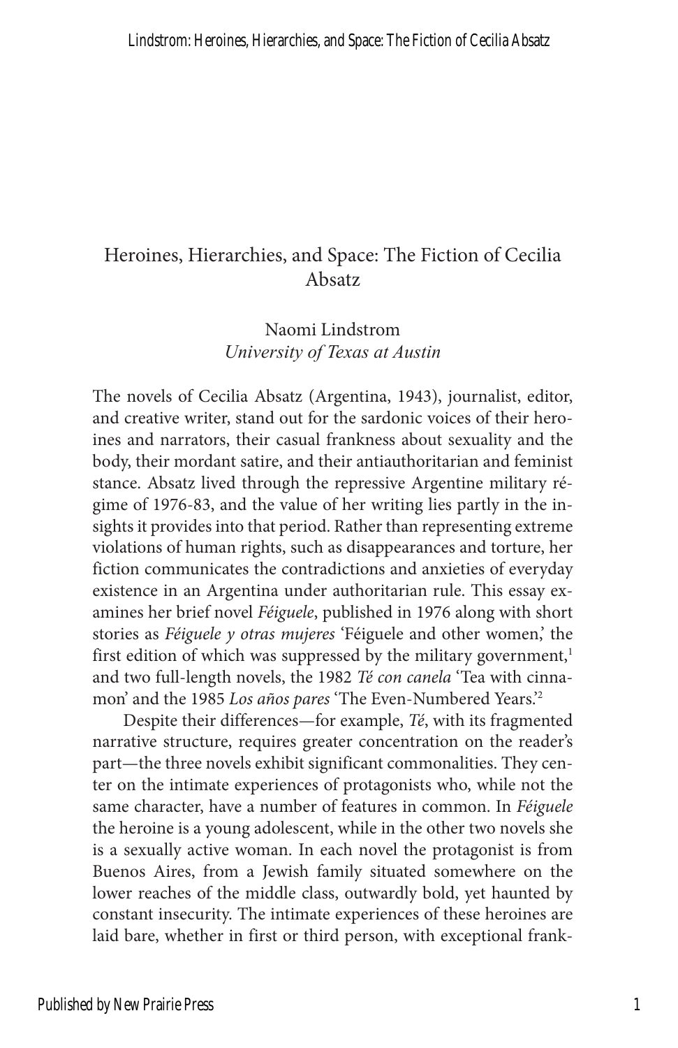# Heroines, Hierarchies, and Space: The Fiction of Cecilia Absatz

Naomi Lindstrom
*University of Texas at Austin*

The novels of Cecilia Absatz (Argentina, 1943), journalist, editor, and creative writer, stand out for the sardonic voices of their heroines and narrators, their casual frankness about sexuality and the body, their mordant satire, and their antiauthoritarian and feminist stance. Absatz lived through the repressive Argentine military régime of 1976-83, and the value of her writing lies partly in the insights it provides into that period. Rather than representing extreme violations of human rights, such as disappearances and torture, her fiction communicates the contradictions and anxieties of everyday existence in an Argentina under authoritarian rule. This essay examines her brief novel *Féiguele*, published in 1976 along with short stories as *Féiguele y otras mujeres* 'Féiguele and other women,' the first edition of which was suppressed by the military government,[1] and two full-length novels, the 1982 *Té con canela* 'Tea with cinnamon' and the 1985 *Los años pares* 'The Even-Numbered Years.'[2]

Despite their differences—for example, *Té*, with its fragmented narrative structure, requires greater concentration on the reader's part—the three novels exhibit significant commonalities. They center on the intimate experiences of protagonists who, while not the same character, have a number of features in common. In *Féiguele* the heroine is a young adolescent, while in the other two novels she is a sexually active woman. In each novel the protagonist is from Buenos Aires, from a Jewish family situated somewhere on the lower reaches of the middle class, outwardly bold, yet haunted by constant insecurity. The intimate experiences of these heroines are laid bare, whether in first or third person, with exceptional frank-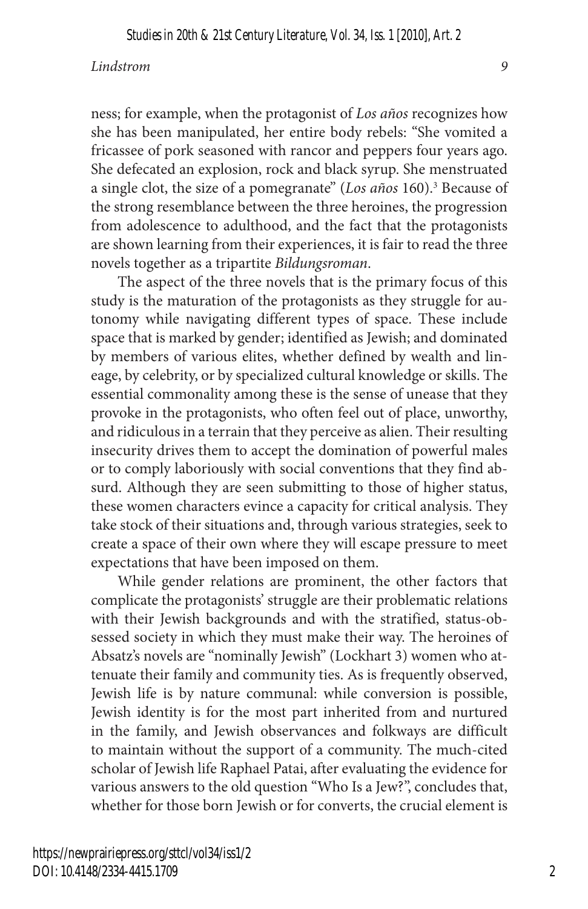ness; for example, when the protagonist of *Los años* recognizes how she has been manipulated, her entire body rebels: "She vomited a fricassee of pork seasoned with rancor and peppers four years ago. She defecated an explosion, rock and black syrup. She menstruated a single clot, the size of a pomegranate" (*Los años* 160).[3] Because of the strong resemblance between the three heroines, the progression from adolescence to adulthood, and the fact that the protagonists are shown learning from their experiences, it is fair to read the three novels together as a tripartite *Bildungsroman*.

The aspect of the three novels that is the primary focus of this study is the maturation of the protagonists as they struggle for autonomy while navigating different types of space. These include space that is marked by gender; identified as Jewish; and dominated by members of various elites, whether defined by wealth and lineage, by celebrity, or by specialized cultural knowledge or skills. The essential commonality among these is the sense of unease that they provoke in the protagonists, who often feel out of place, unworthy, and ridiculous in a terrain that they perceive as alien. Their resulting insecurity drives them to accept the domination of powerful males or to comply laboriously with social conventions that they find absurd. Although they are seen submitting to those of higher status, these women characters evince a capacity for critical analysis. They take stock of their situations and, through various strategies, seek to create a space of their own where they will escape pressure to meet expectations that have been imposed on them.

While gender relations are prominent, the other factors that complicate the protagonists' struggle are their problematic relations with their Jewish backgrounds and with the stratified, status-obsessed society in which they must make their way. The heroines of Absatz's novels are "nominally Jewish" (Lockhart 3) women who attenuate their family and community ties. As is frequently observed, Jewish life is by nature communal: while conversion is possible, Jewish identity is for the most part inherited from and nurtured in the family, and Jewish observances and folkways are difficult to maintain without the support of a community. The much-cited scholar of Jewish life Raphael Patai, after evaluating the evidence for various answers to the old question "Who Is a Jew?", concludes that, whether for those born Jewish or for converts, the crucial element is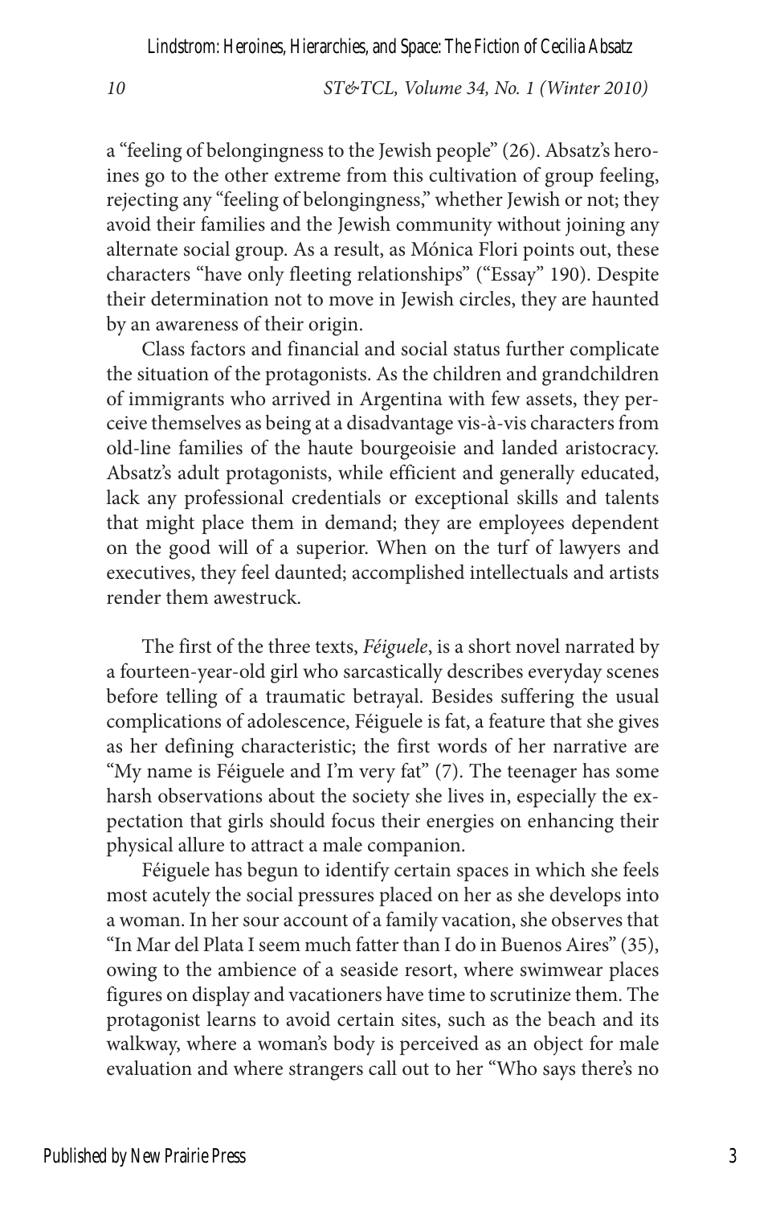a "feeling of belongingness to the Jewish people" (26). Absatz's heroines go to the other extreme from this cultivation of group feeling, rejecting any "feeling of belongingness," whether Jewish or not; they avoid their families and the Jewish community without joining any alternate social group. As a result, as Mónica Flori points out, these characters "have only fleeting relationships" ("Essay" 190). Despite their determination not to move in Jewish circles, they are haunted by an awareness of their origin.

Class factors and financial and social status further complicate the situation of the protagonists. As the children and grandchildren of immigrants who arrived in Argentina with few assets, they perceive themselves as being at a disadvantage vis-à-vis characters from old-line families of the haute bourgeoisie and landed aristocracy. Absatz's adult protagonists, while efficient and generally educated, lack any professional credentials or exceptional skills and talents that might place them in demand; they are employees dependent on the good will of a superior. When on the turf of lawyers and executives, they feel daunted; accomplished intellectuals and artists render them awestruck.

The first of the three texts, *Féiguele*, is a short novel narrated by a fourteen-year-old girl who sarcastically describes everyday scenes before telling of a traumatic betrayal. Besides suffering the usual complications of adolescence, Féiguele is fat, a feature that she gives as her defining characteristic; the first words of her narrative are "My name is Féiguele and I'm very fat" (7). The teenager has some harsh observations about the society she lives in, especially the expectation that girls should focus their energies on enhancing their physical allure to attract a male companion.

Féiguele has begun to identify certain spaces in which she feels most acutely the social pressures placed on her as she develops into a woman. In her sour account of a family vacation, she observes that "In Mar del Plata I seem much fatter than I do in Buenos Aires" (35), owing to the ambience of a seaside resort, where swimwear places figures on display and vacationers have time to scrutinize them. The protagonist learns to avoid certain sites, such as the beach and its walkway, where a woman's body is perceived as an object for male evaluation and where strangers call out to her "Who says there's no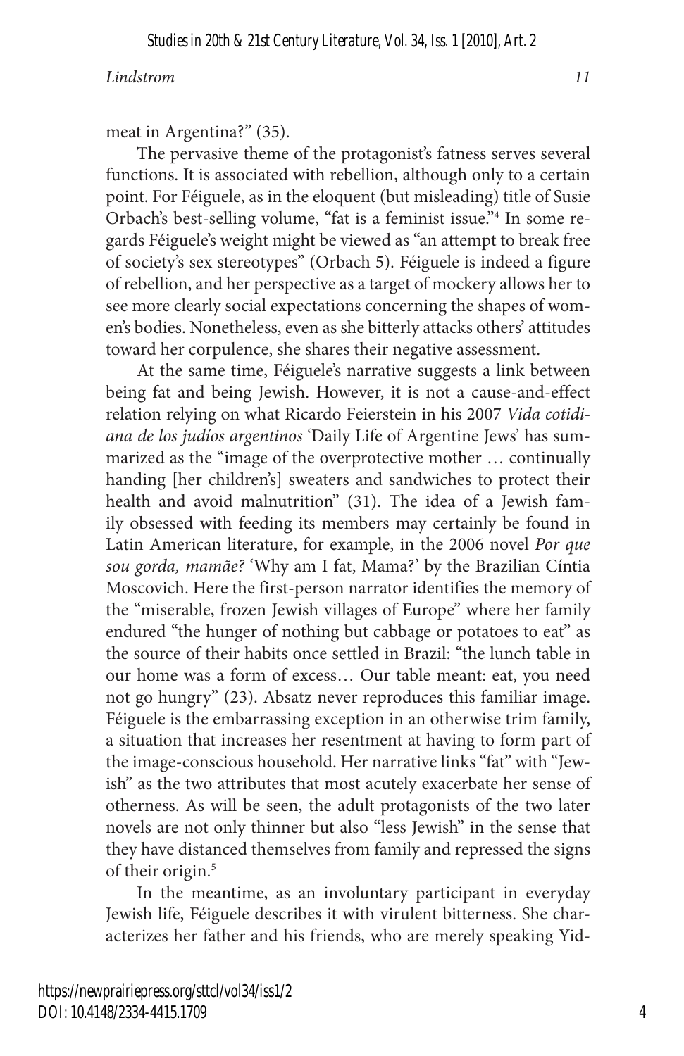meat in Argentina?" (35).

The pervasive theme of the protagonist's fatness serves several functions. It is associated with rebellion, although only to a certain point. For Féiguele, as in the eloquent (but misleading) title of Susie Orbach's best-selling volume, "fat is a feminist issue."[4] In some regards Féiguele's weight might be viewed as "an attempt to break free of society's sex stereotypes" (Orbach 5). Féiguele is indeed a figure of rebellion, and her perspective as a target of mockery allows her to see more clearly social expectations concerning the shapes of women's bodies. Nonetheless, even as she bitterly attacks others' attitudes toward her corpulence, she shares their negative assessment.

At the same time, Féiguele's narrative suggests a link between being fat and being Jewish. However, it is not a cause-and-effect relation relying on what Ricardo Feierstein in his 2007 *Vida cotidiana de los judíos argentinos* 'Daily Life of Argentine Jews' has summarized as the "image of the overprotective mother … continually handing [her children's] sweaters and sandwiches to protect their health and avoid malnutrition" (31). The idea of a Jewish family obsessed with feeding its members may certainly be found in Latin American literature, for example, in the 2006 novel *Por que sou gorda, mamãe?* 'Why am I fat, Mama?' by the Brazilian Cíntia Moscovich. Here the first-person narrator identifies the memory of the "miserable, frozen Jewish villages of Europe" where her family endured "the hunger of nothing but cabbage or potatoes to eat" as the source of their habits once settled in Brazil: "the lunch table in our home was a form of excess… Our table meant: eat, you need not go hungry" (23). Absatz never reproduces this familiar image. Féiguele is the embarrassing exception in an otherwise trim family, a situation that increases her resentment at having to form part of the image-conscious household. Her narrative links "fat" with "Jewish" as the two attributes that most acutely exacerbate her sense of otherness. As will be seen, the adult protagonists of the two later novels are not only thinner but also "less Jewish" in the sense that they have distanced themselves from family and repressed the signs of their origin.[5]

In the meantime, as an involuntary participant in everyday Jewish life, Féiguele describes it with virulent bitterness. She characterizes her father and his friends, who are merely speaking Yid-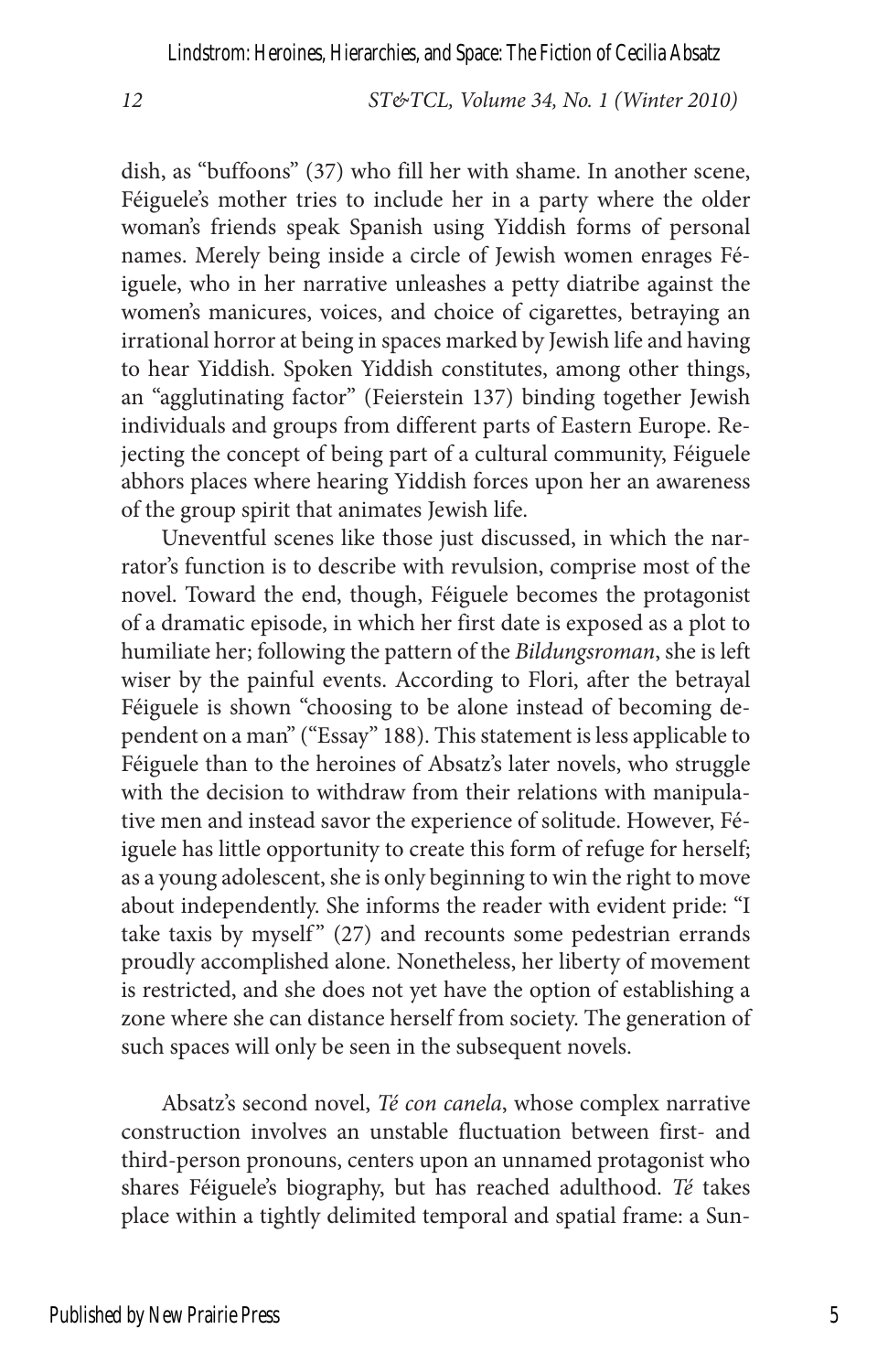dish, as "buffoons" (37) who fill her with shame. In another scene, Féiguele's mother tries to include her in a party where the older woman's friends speak Spanish using Yiddish forms of personal names. Merely being inside a circle of Jewish women enrages Féiguele, who in her narrative unleashes a petty diatribe against the women's manicures, voices, and choice of cigarettes, betraying an irrational horror at being in spaces marked by Jewish life and having to hear Yiddish. Spoken Yiddish constitutes, among other things, an "agglutinating factor" (Feierstein 137) binding together Jewish individuals and groups from different parts of Eastern Europe. Rejecting the concept of being part of a cultural community, Féiguele abhors places where hearing Yiddish forces upon her an awareness of the group spirit that animates Jewish life.

Uneventful scenes like those just discussed, in which the narrator's function is to describe with revulsion, comprise most of the novel. Toward the end, though, Féiguele becomes the protagonist of a dramatic episode, in which her first date is exposed as a plot to humiliate her; following the pattern of the *Bildungsroman*, she is left wiser by the painful events. According to Flori, after the betrayal Féiguele is shown "choosing to be alone instead of becoming dependent on a man" ("Essay" 188). This statement is less applicable to Féiguele than to the heroines of Absatz's later novels, who struggle with the decision to withdraw from their relations with manipulative men and instead savor the experience of solitude. However, Féiguele has little opportunity to create this form of refuge for herself; as a young adolescent, she is only beginning to win the right to move about independently. She informs the reader with evident pride: "I take taxis by myself" (27) and recounts some pedestrian errands proudly accomplished alone. Nonetheless, her liberty of movement is restricted, and she does not yet have the option of establishing a zone where she can distance herself from society. The generation of such spaces will only be seen in the subsequent novels.

Absatz's second novel, *Té con canela*, whose complex narrative construction involves an unstable fluctuation between first- and third-person pronouns, centers upon an unnamed protagonist who shares Féiguele's biography, but has reached adulthood. *Té* takes place within a tightly delimited temporal and spatial frame: a Sun-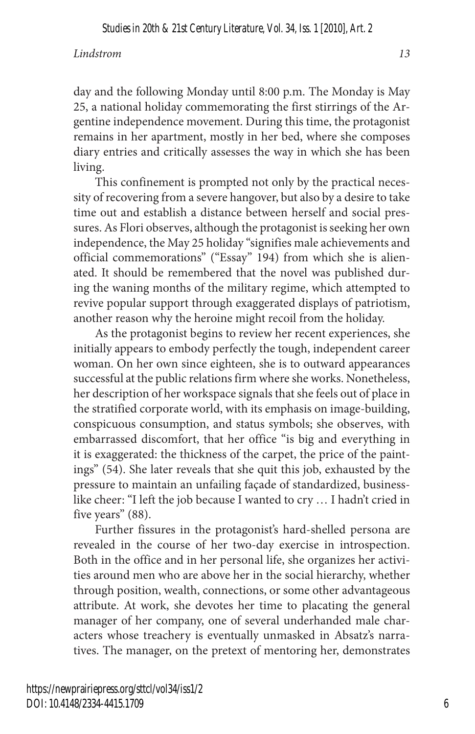day and the following Monday until 8:00 p.m. The Monday is May 25, a national holiday commemorating the first stirrings of the Argentine independence movement. During this time, the protagonist remains in her apartment, mostly in her bed, where she composes diary entries and critically assesses the way in which she has been living.

This confinement is prompted not only by the practical necessity of recovering from a severe hangover, but also by a desire to take time out and establish a distance between herself and social pressures. As Flori observes, although the protagonist is seeking her own independence, the May 25 holiday "signifies male achievements and official commemorations" ("Essay" 194) from which she is alienated. It should be remembered that the novel was published during the waning months of the military regime, which attempted to revive popular support through exaggerated displays of patriotism, another reason why the heroine might recoil from the holiday.

As the protagonist begins to review her recent experiences, she initially appears to embody perfectly the tough, independent career woman. On her own since eighteen, she is to outward appearances successful at the public relations firm where she works. Nonetheless, her description of her workspace signals that she feels out of place in the stratified corporate world, with its emphasis on image-building, conspicuous consumption, and status symbols; she observes, with embarrassed discomfort, that her office "is big and everything in it is exaggerated: the thickness of the carpet, the price of the paintings" (54). She later reveals that she quit this job, exhausted by the pressure to maintain an unfailing façade of standardized, businesslike cheer: "I left the job because I wanted to cry … I hadn't cried in five years" (88).

Further fissures in the protagonist's hard-shelled persona are revealed in the course of her two-day exercise in introspection. Both in the office and in her personal life, she organizes her activities around men who are above her in the social hierarchy, whether through position, wealth, connections, or some other advantageous attribute. At work, she devotes her time to placating the general manager of her company, one of several underhanded male characters whose treachery is eventually unmasked in Absatz's narratives. The manager, on the pretext of mentoring her, demonstrates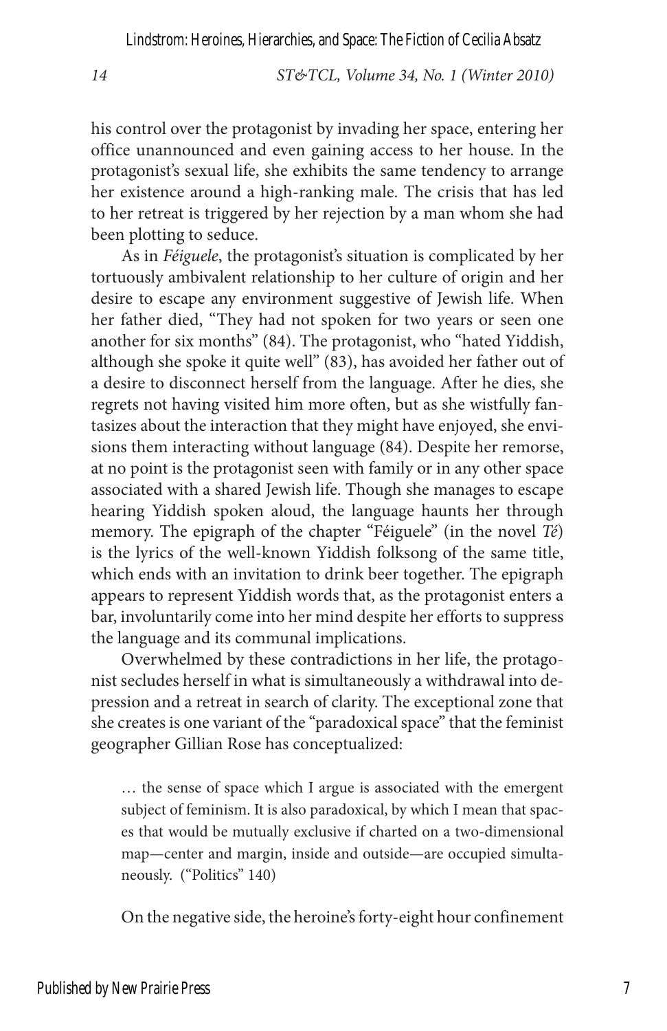his control over the protagonist by invading her space, entering her office unannounced and even gaining access to her house. In the protagonist's sexual life, she exhibits the same tendency to arrange her existence around a high-ranking male. The crisis that has led to her retreat is triggered by her rejection by a man whom she had been plotting to seduce.

As in *Féiguele*, the protagonist's situation is complicated by her tortuously ambivalent relationship to her culture of origin and her desire to escape any environment suggestive of Jewish life. When her father died, "They had not spoken for two years or seen one another for six months" (84). The protagonist, who "hated Yiddish, although she spoke it quite well" (83), has avoided her father out of a desire to disconnect herself from the language. After he dies, she regrets not having visited him more often, but as she wistfully fantasizes about the interaction that they might have enjoyed, she envisions them interacting without language (84). Despite her remorse, at no point is the protagonist seen with family or in any other space associated with a shared Jewish life. Though she manages to escape hearing Yiddish spoken aloud, the language haunts her through memory. The epigraph of the chapter "Féiguele" (in the novel *Té*) is the lyrics of the well-known Yiddish folksong of the same title, which ends with an invitation to drink beer together. The epigraph appears to represent Yiddish words that, as the protagonist enters a bar, involuntarily come into her mind despite her efforts to suppress the language and its communal implications.

Overwhelmed by these contradictions in her life, the protagonist secludes herself in what is simultaneously a withdrawal into depression and a retreat in search of clarity. The exceptional zone that she creates is one variant of the "paradoxical space" that the feminist geographer Gillian Rose has conceptualized:

> … the sense of space which I argue is associated with the emergent subject of feminism. It is also paradoxical, by which I mean that spaces that would be mutually exclusive if charted on a two-dimensional map—center and margin, inside and outside—are occupied simultaneously. ("Politics" 140)

On the negative side, the heroine's forty-eight hour confinement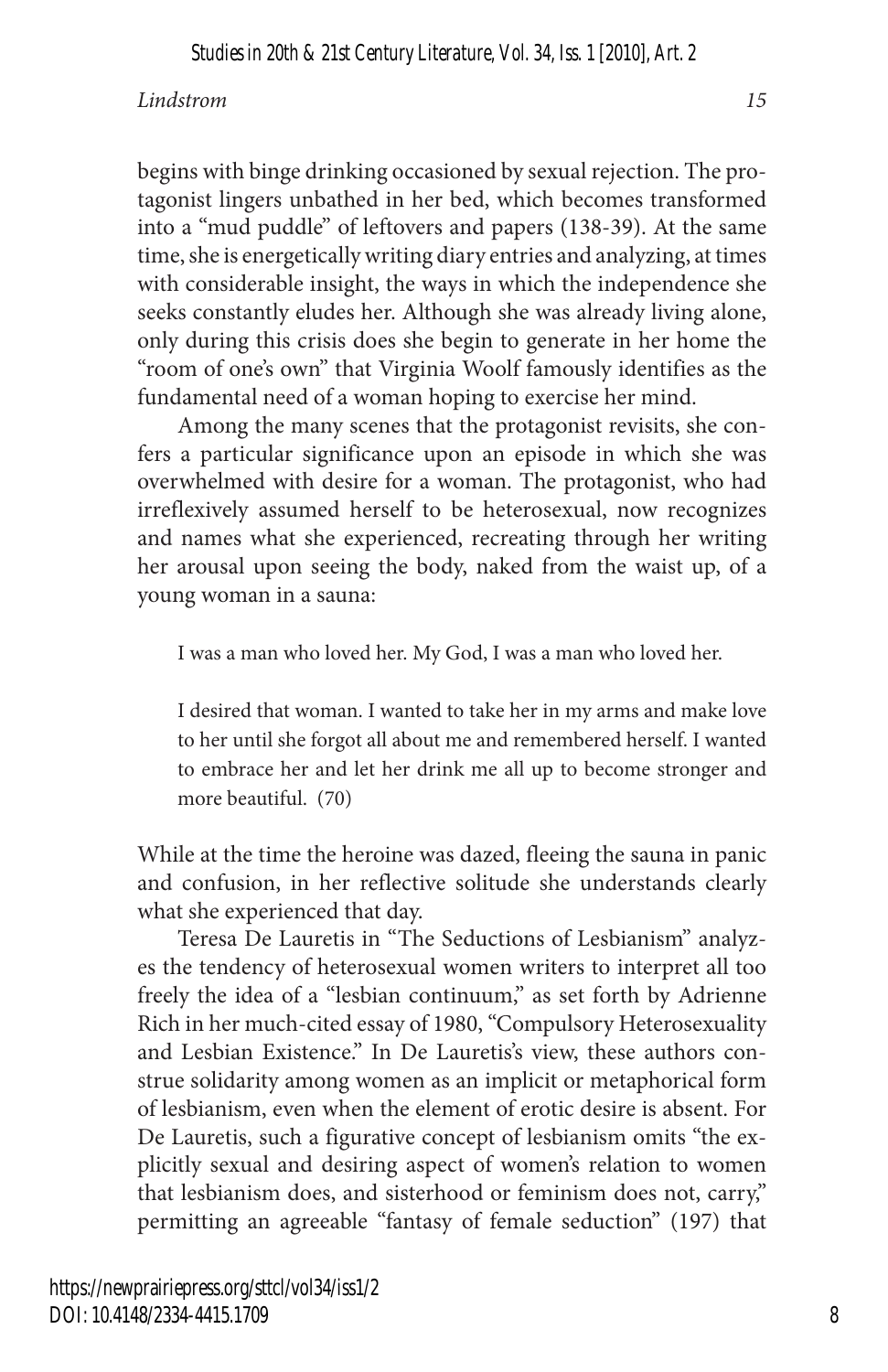begins with binge drinking occasioned by sexual rejection. The protagonist lingers unbathed in her bed, which becomes transformed into a "mud puddle" of leftovers and papers (138-39). At the same time, she is energetically writing diary entries and analyzing, at times with considerable insight, the ways in which the independence she seeks constantly eludes her. Although she was already living alone, only during this crisis does she begin to generate in her home the "room of one's own" that Virginia Woolf famously identifies as the fundamental need of a woman hoping to exercise her mind.

Among the many scenes that the protagonist revisits, she confers a particular significance upon an episode in which she was overwhelmed with desire for a woman. The protagonist, who had irreflexively assumed herself to be heterosexual, now recognizes and names what she experienced, recreating through her writing her arousal upon seeing the body, naked from the waist up, of a young woman in a sauna:

> I was a man who loved her. My God, I was a man who loved her.
>
> I desired that woman. I wanted to take her in my arms and make love to her until she forgot all about me and remembered herself. I wanted to embrace her and let her drink me all up to become stronger and more beautiful. (70)

While at the time the heroine was dazed, fleeing the sauna in panic and confusion, in her reflective solitude she understands clearly what she experienced that day.

Teresa De Lauretis in "The Seductions of Lesbianism" analyzes the tendency of heterosexual women writers to interpret all too freely the idea of a "lesbian continuum," as set forth by Adrienne Rich in her much-cited essay of 1980, "Compulsory Heterosexuality and Lesbian Existence." In De Lauretis's view, these authors construe solidarity among women as an implicit or metaphorical form of lesbianism, even when the element of erotic desire is absent. For De Lauretis, such a figurative concept of lesbianism omits "the explicitly sexual and desiring aspect of women's relation to women that lesbianism does, and sisterhood or feminism does not, carry," permitting an agreeable "fantasy of female seduction" (197) that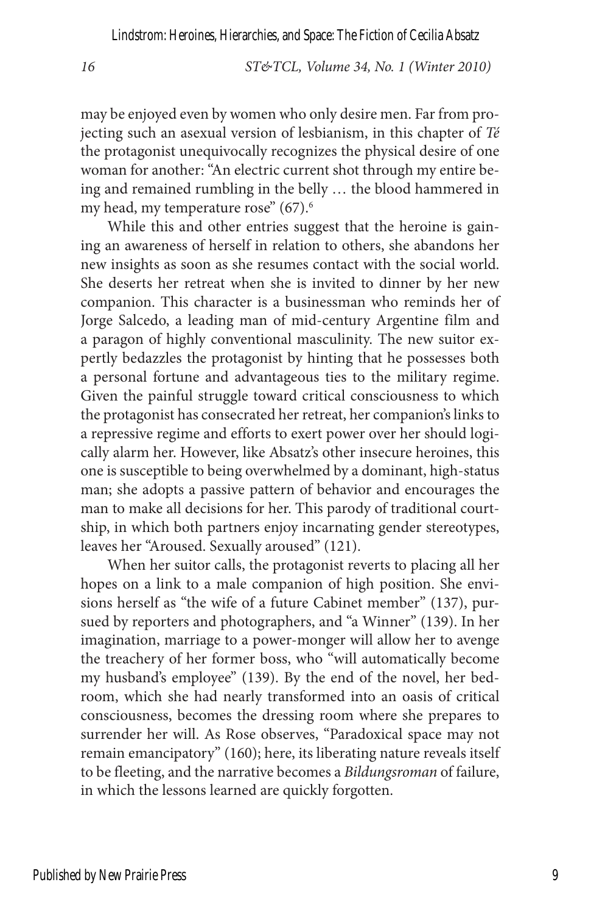may be enjoyed even by women who only desire men. Far from projecting such an asexual version of lesbianism, in this chapter of *Té* the protagonist unequivocally recognizes the physical desire of one woman for another: "An electric current shot through my entire being and remained rumbling in the belly … the blood hammered in my head, my temperature rose" (67).[6]

While this and other entries suggest that the heroine is gaining an awareness of herself in relation to others, she abandons her new insights as soon as she resumes contact with the social world. She deserts her retreat when she is invited to dinner by her new companion. This character is a businessman who reminds her of Jorge Salcedo, a leading man of mid-century Argentine film and a paragon of highly conventional masculinity. The new suitor expertly bedazzles the protagonist by hinting that he possesses both a personal fortune and advantageous ties to the military regime. Given the painful struggle toward critical consciousness to which the protagonist has consecrated her retreat, her companion's links to a repressive regime and efforts to exert power over her should logically alarm her. However, like Absatz's other insecure heroines, this one is susceptible to being overwhelmed by a dominant, high-status man; she adopts a passive pattern of behavior and encourages the man to make all decisions for her. This parody of traditional courtship, in which both partners enjoy incarnating gender stereotypes, leaves her "Aroused. Sexually aroused" (121).

When her suitor calls, the protagonist reverts to placing all her hopes on a link to a male companion of high position. She envisions herself as "the wife of a future Cabinet member" (137), pursued by reporters and photographers, and "a Winner" (139). In her imagination, marriage to a power-monger will allow her to avenge the treachery of her former boss, who "will automatically become my husband's employee" (139). By the end of the novel, her bedroom, which she had nearly transformed into an oasis of critical consciousness, becomes the dressing room where she prepares to surrender her will. As Rose observes, "Paradoxical space may not remain emancipatory" (160); here, its liberating nature reveals itself to be fleeting, and the narrative becomes a *Bildungsroman* of failure, in which the lessons learned are quickly forgotten.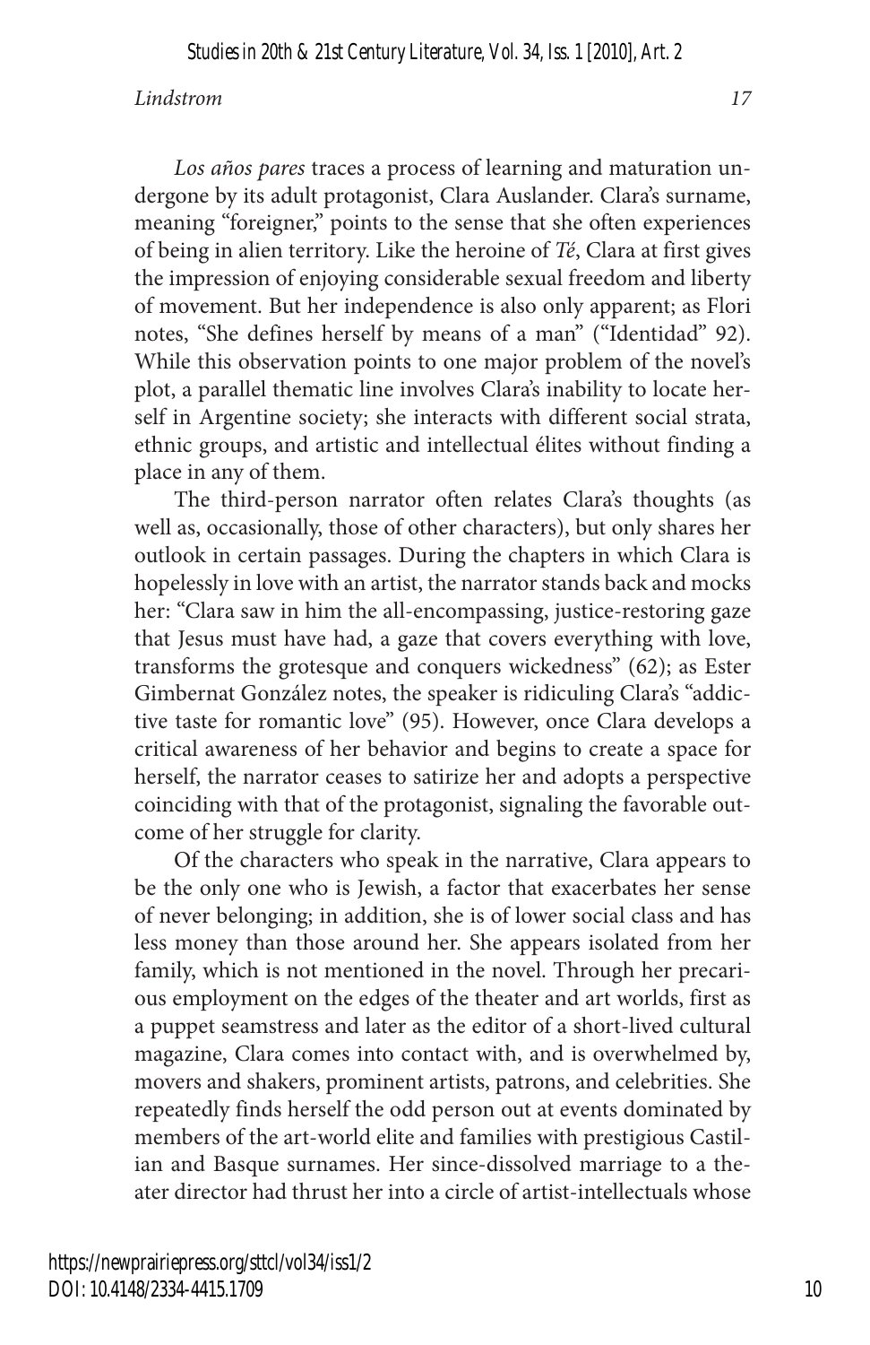*Los años pares* traces a process of learning and maturation undergone by its adult protagonist, Clara Auslander. Clara's surname, meaning "foreigner," points to the sense that she often experiences of being in alien territory. Like the heroine of *Té*, Clara at first gives the impression of enjoying considerable sexual freedom and liberty of movement. But her independence is also only apparent; as Flori notes, "She defines herself by means of a man" ("Identidad" 92). While this observation points to one major problem of the novel's plot, a parallel thematic line involves Clara's inability to locate herself in Argentine society; she interacts with different social strata, ethnic groups, and artistic and intellectual élites without finding a place in any of them.

The third-person narrator often relates Clara's thoughts (as well as, occasionally, those of other characters), but only shares her outlook in certain passages. During the chapters in which Clara is hopelessly in love with an artist, the narrator stands back and mocks her: "Clara saw in him the all-encompassing, justice-restoring gaze that Jesus must have had, a gaze that covers everything with love, transforms the grotesque and conquers wickedness" (62); as Ester Gimbernat González notes, the speaker is ridiculing Clara's "addictive taste for romantic love" (95). However, once Clara develops a critical awareness of her behavior and begins to create a space for herself, the narrator ceases to satirize her and adopts a perspective coinciding with that of the protagonist, signaling the favorable outcome of her struggle for clarity.

Of the characters who speak in the narrative, Clara appears to be the only one who is Jewish, a factor that exacerbates her sense of never belonging; in addition, she is of lower social class and has less money than those around her. She appears isolated from her family, which is not mentioned in the novel. Through her precarious employment on the edges of the theater and art worlds, first as a puppet seamstress and later as the editor of a short-lived cultural magazine, Clara comes into contact with, and is overwhelmed by, movers and shakers, prominent artists, patrons, and celebrities. She repeatedly finds herself the odd person out at events dominated by members of the art-world elite and families with prestigious Castilian and Basque surnames. Her since-dissolved marriage to a theater director had thrust her into a circle of artist-intellectuals whose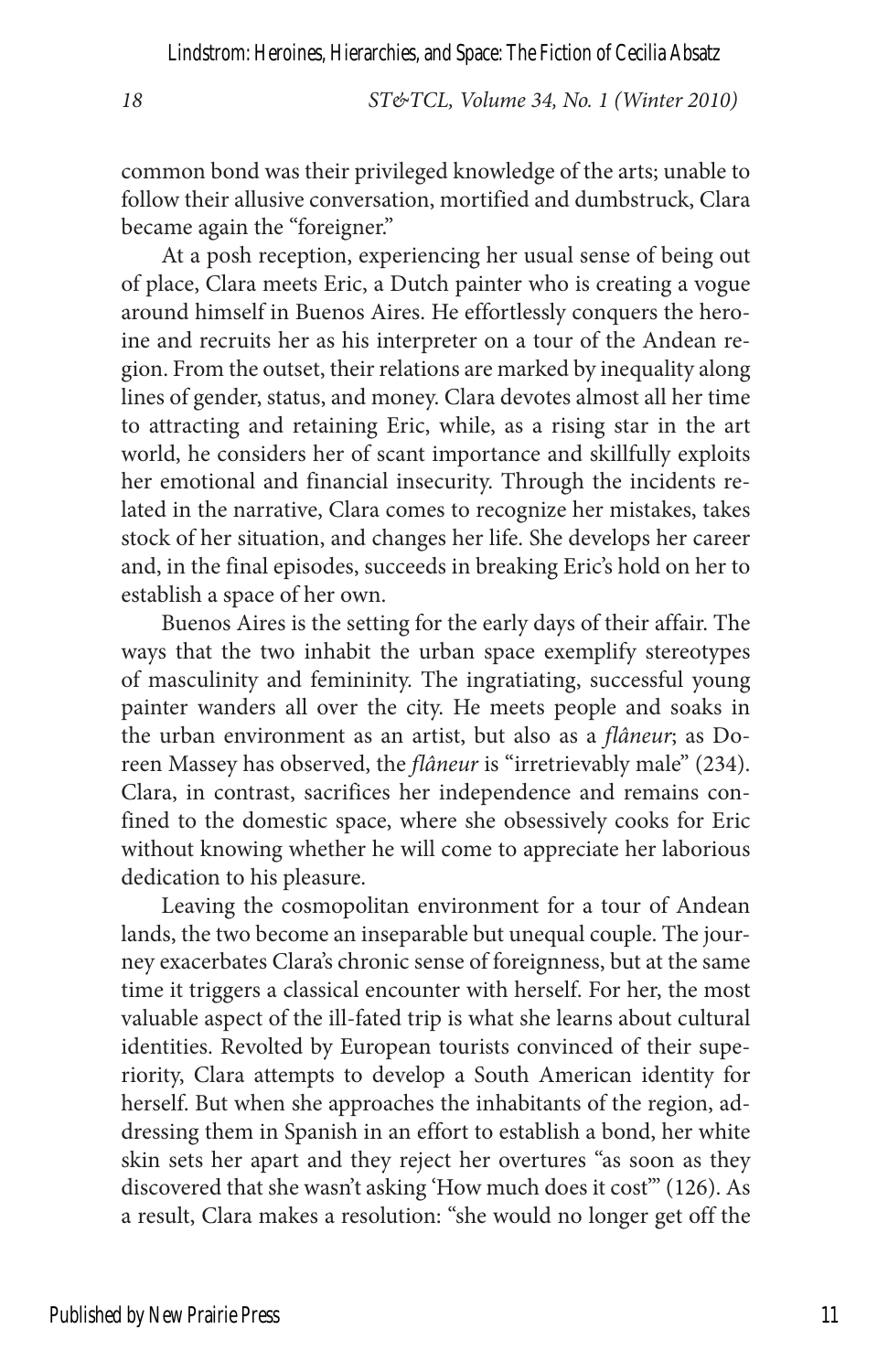common bond was their privileged knowledge of the arts; unable to follow their allusive conversation, mortified and dumbstruck, Clara became again the "foreigner."

At a posh reception, experiencing her usual sense of being out of place, Clara meets Eric, a Dutch painter who is creating a vogue around himself in Buenos Aires. He effortlessly conquers the heroine and recruits her as his interpreter on a tour of the Andean region. From the outset, their relations are marked by inequality along lines of gender, status, and money. Clara devotes almost all her time to attracting and retaining Eric, while, as a rising star in the art world, he considers her of scant importance and skillfully exploits her emotional and financial insecurity. Through the incidents related in the narrative, Clara comes to recognize her mistakes, takes stock of her situation, and changes her life. She develops her career and, in the final episodes, succeeds in breaking Eric's hold on her to establish a space of her own.

Buenos Aires is the setting for the early days of their affair. The ways that the two inhabit the urban space exemplify stereotypes of masculinity and femininity. The ingratiating, successful young painter wanders all over the city. He meets people and soaks in the urban environment as an artist, but also as a *flâneur*; as Doreen Massey has observed, the *flâneur* is "irretrievably male" (234). Clara, in contrast, sacrifices her independence and remains confined to the domestic space, where she obsessively cooks for Eric without knowing whether he will come to appreciate her laborious dedication to his pleasure.

Leaving the cosmopolitan environment for a tour of Andean lands, the two become an inseparable but unequal couple. The journey exacerbates Clara's chronic sense of foreignness, but at the same time it triggers a classical encounter with herself. For her, the most valuable aspect of the ill-fated trip is what she learns about cultural identities. Revolted by European tourists convinced of their superiority, Clara attempts to develop a South American identity for herself. But when she approaches the inhabitants of the region, addressing them in Spanish in an effort to establish a bond, her white skin sets her apart and they reject her overtures "as soon as they discovered that she wasn't asking 'How much does it cost'" (126). As a result, Clara makes a resolution: "she would no longer get off the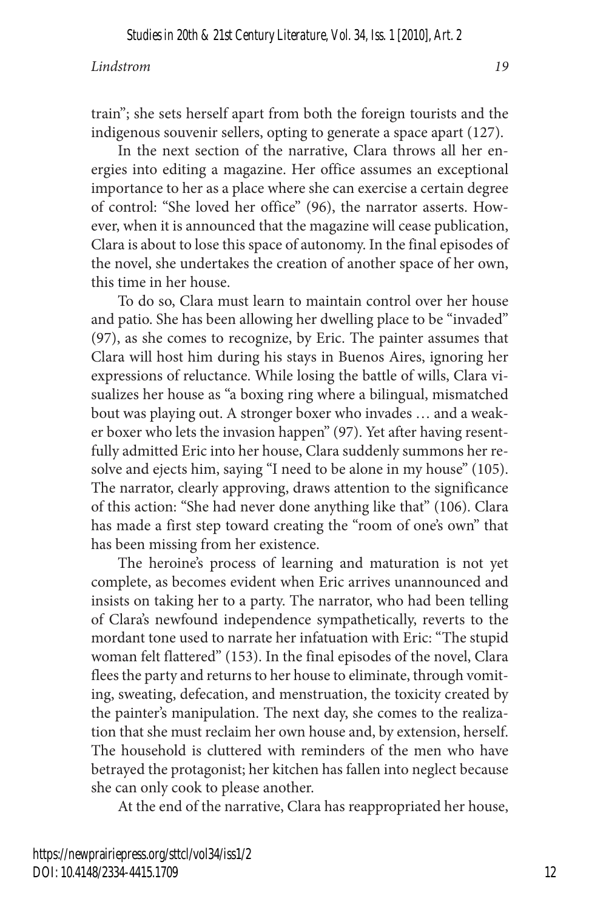train"; she sets herself apart from both the foreign tourists and the indigenous souvenir sellers, opting to generate a space apart (127).

In the next section of the narrative, Clara throws all her energies into editing a magazine. Her office assumes an exceptional importance to her as a place where she can exercise a certain degree of control: "She loved her office" (96), the narrator asserts. However, when it is announced that the magazine will cease publication, Clara is about to lose this space of autonomy. In the final episodes of the novel, she undertakes the creation of another space of her own, this time in her house.

To do so, Clara must learn to maintain control over her house and patio. She has been allowing her dwelling place to be "invaded" (97), as she comes to recognize, by Eric. The painter assumes that Clara will host him during his stays in Buenos Aires, ignoring her expressions of reluctance. While losing the battle of wills, Clara visualizes her house as "a boxing ring where a bilingual, mismatched bout was playing out. A stronger boxer who invades … and a weaker boxer who lets the invasion happen" (97). Yet after having resentfully admitted Eric into her house, Clara suddenly summons her resolve and ejects him, saying "I need to be alone in my house" (105). The narrator, clearly approving, draws attention to the significance of this action: "She had never done anything like that" (106). Clara has made a first step toward creating the "room of one's own" that has been missing from her existence.

The heroine's process of learning and maturation is not yet complete, as becomes evident when Eric arrives unannounced and insists on taking her to a party. The narrator, who had been telling of Clara's newfound independence sympathetically, reverts to the mordant tone used to narrate her infatuation with Eric: "The stupid woman felt flattered" (153). In the final episodes of the novel, Clara flees the party and returns to her house to eliminate, through vomiting, sweating, defecation, and menstruation, the toxicity created by the painter's manipulation. The next day, she comes to the realization that she must reclaim her own house and, by extension, herself. The household is cluttered with reminders of the men who have betrayed the protagonist; her kitchen has fallen into neglect because she can only cook to please another.

At the end of the narrative, Clara has reappropriated her house,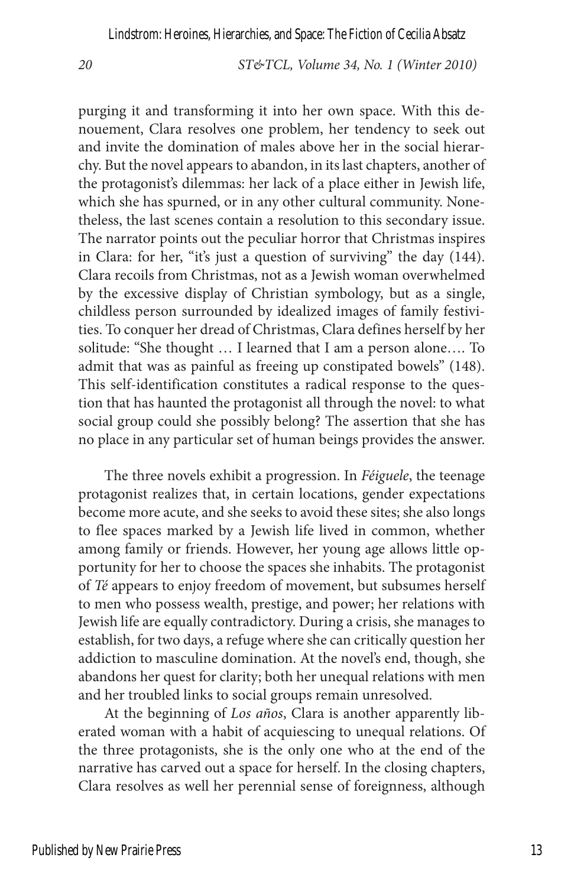purging it and transforming it into her own space. With this denouement, Clara resolves one problem, her tendency to seek out and invite the domination of males above her in the social hierarchy. But the novel appears to abandon, in its last chapters, another of the protagonist's dilemmas: her lack of a place either in Jewish life, which she has spurned, or in any other cultural community. Nonetheless, the last scenes contain a resolution to this secondary issue. The narrator points out the peculiar horror that Christmas inspires in Clara: for her, "it's just a question of surviving" the day (144). Clara recoils from Christmas, not as a Jewish woman overwhelmed by the excessive display of Christian symbology, but as a single, childless person surrounded by idealized images of family festivities. To conquer her dread of Christmas, Clara defines herself by her solitude: "She thought … I learned that I am a person alone…. To admit that was as painful as freeing up constipated bowels" (148). This self-identification constitutes a radical response to the question that has haunted the protagonist all through the novel: to what social group could she possibly belong? The assertion that she has no place in any particular set of human beings provides the answer.

The three novels exhibit a progression. In *Féiguele*, the teenage protagonist realizes that, in certain locations, gender expectations become more acute, and she seeks to avoid these sites; she also longs to flee spaces marked by a Jewish life lived in common, whether among family or friends. However, her young age allows little opportunity for her to choose the spaces she inhabits. The protagonist of *Té* appears to enjoy freedom of movement, but subsumes herself to men who possess wealth, prestige, and power; her relations with Jewish life are equally contradictory. During a crisis, she manages to establish, for two days, a refuge where she can critically question her addiction to masculine domination. At the novel's end, though, she abandons her quest for clarity; both her unequal relations with men and her troubled links to social groups remain unresolved.

At the beginning of *Los años*, Clara is another apparently liberated woman with a habit of acquiescing to unequal relations. Of the three protagonists, she is the only one who at the end of the narrative has carved out a space for herself. In the closing chapters, Clara resolves as well her perennial sense of foreignness, although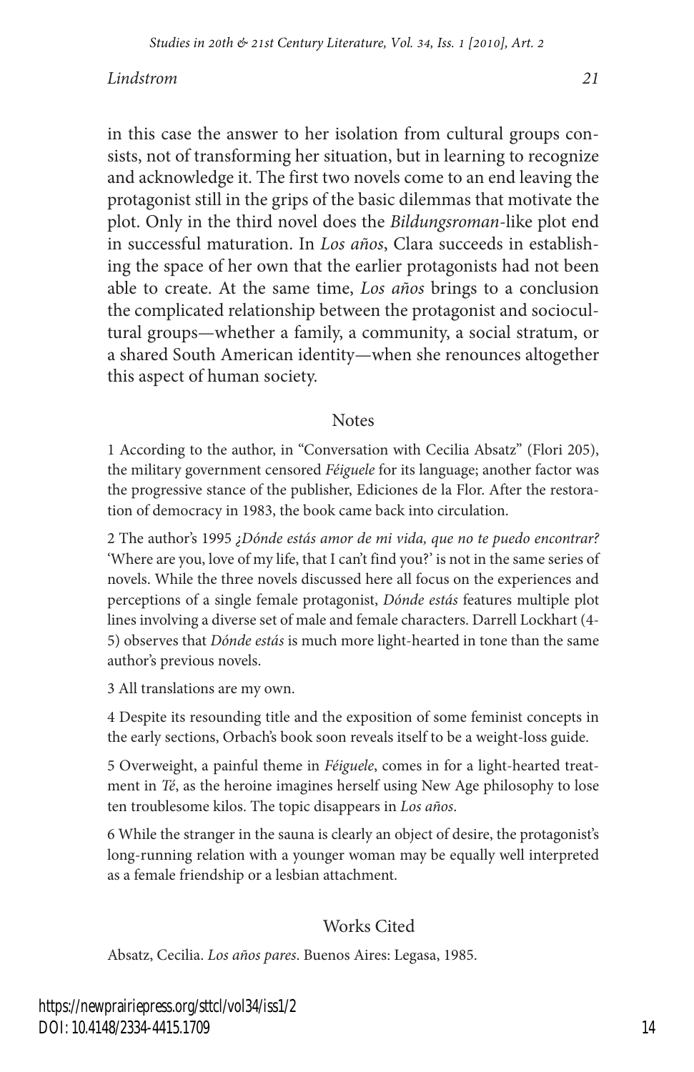in this case the answer to her isolation from cultural groups consists, not of transforming her situation, but in learning to recognize and acknowledge it. The first two novels come to an end leaving the protagonist still in the grips of the basic dilemmas that motivate the plot. Only in the third novel does the *Bildungsroman*-like plot end in successful maturation. In *Los años*, Clara succeeds in establishing the space of her own that the earlier protagonists had not been able to create. At the same time, *Los años* brings to a conclusion the complicated relationship between the protagonist and sociocultural groups—whether a family, a community, a social stratum, or a shared South American identity—when she renounces altogether this aspect of human society.

## Notes

1 According to the author, in "Conversation with Cecilia Absatz" (Flori 205), the military government censored *Féiguele* for its language; another factor was the progressive stance of the publisher, Ediciones de la Flor. After the restoration of democracy in 1983, the book came back into circulation.

2 The author's 1995 *¿Dónde estás amor de mi vida, que no te puedo encontrar?* 'Where are you, love of my life, that I can't find you?' is not in the same series of novels. While the three novels discussed here all focus on the experiences and perceptions of a single female protagonist, *Dónde estás* features multiple plot lines involving a diverse set of male and female characters. Darrell Lockhart (4-5) observes that *Dónde estás* is much more light-hearted in tone than the same author's previous novels.

3 All translations are my own.

4 Despite its resounding title and the exposition of some feminist concepts in the early sections, Orbach's book soon reveals itself to be a weight-loss guide.

5 Overweight, a painful theme in *Féiguele*, comes in for a light-hearted treatment in *Té*, as the heroine imagines herself using New Age philosophy to lose ten troublesome kilos. The topic disappears in *Los años*.

6 While the stranger in the sauna is clearly an object of desire, the protagonist's long-running relation with a younger woman may be equally well interpreted as a female friendship or a lesbian attachment.

## Works Cited

Absatz, Cecilia. *Los años pares*. Buenos Aires: Legasa, 1985.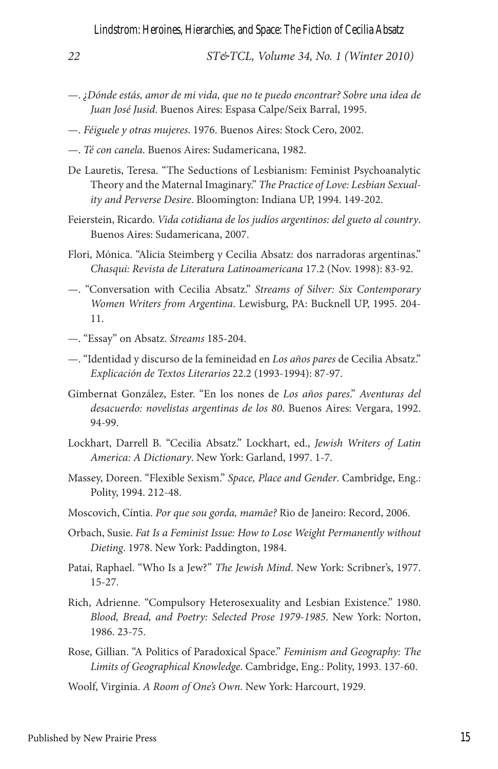—. *¿Dónde estás, amor de mi vida, que no te puedo encontrar? Sobre una idea de Juan José Jusid*. Buenos Aires: Espasa Calpe/Seix Barral, 1995.

—. *Féiguele y otras mujeres*. 1976. Buenos Aires: Stock Cero, 2002.

—. *Té con canela*. Buenos Aires: Sudamericana, 1982.

De Lauretis, Teresa. "The Seductions of Lesbianism: Feminist Psychoanalytic Theory and the Maternal Imaginary." *The Practice of Love: Lesbian Sexuality and Perverse Desire*. Bloomington: Indiana UP, 1994. 149-202.

Feierstein, Ricardo. *Vida cotidiana de los judíos argentinos: del gueto al country*. Buenos Aires: Sudamericana, 2007.

Flori, Mónica. "Alicia Steimberg y Cecilia Absatz: dos narradoras argentinas." *Chasqui: Revista de Literatura Latinoamericana* 17.2 (Nov. 1998): 83-92.

—. "Conversation with Cecilia Absatz." *Streams of Silver: Six Contemporary Women Writers from Argentina*. Lewisburg, PA: Bucknell UP, 1995. 204-11.

—. "Essay" on Absatz. *Streams* 185-204.

—. "Identidad y discurso de la femineidad en *Los años pares* de Cecilia Absatz." *Explicación de Textos Literarios* 22.2 (1993-1994): 87-97.

Gimbernat González, Ester. "En los nones de *Los años pares*." *Aventuras del desacuerdo: novelistas argentinas de los 80*. Buenos Aires: Vergara, 1992. 94-99.

Lockhart, Darrell B. "Cecilia Absatz." Lockhart, ed., *Jewish Writers of Latin America: A Dictionary*. New York: Garland, 1997. 1-7.

Massey, Doreen. "Flexible Sexism." *Space, Place and Gender*. Cambridge, Eng.: Polity, 1994. 212-48.

Moscovich, Cíntia. *Por que sou gorda, mamãe?* Rio de Janeiro: Record, 2006.

Orbach, Susie. *Fat Is a Feminist Issue: How to Lose Weight Permanently without Dieting*. 1978. New York: Paddington, 1984.

Patai, Raphael. "Who Is a Jew?" *The Jewish Mind*. New York: Scribner's, 1977. 15-27.

Rich, Adrienne. "Compulsory Heterosexuality and Lesbian Existence." 1980. *Blood, Bread, and Poetry: Selected Prose 1979-1985*. New York: Norton, 1986. 23-75.

Rose, Gillian. "A Politics of Paradoxical Space." *Feminism and Geography: The Limits of Geographical Knowledge*. Cambridge, Eng.: Polity, 1993. 137-60.

Woolf, Virginia. *A Room of One's Own*. New York: Harcourt, 1929.